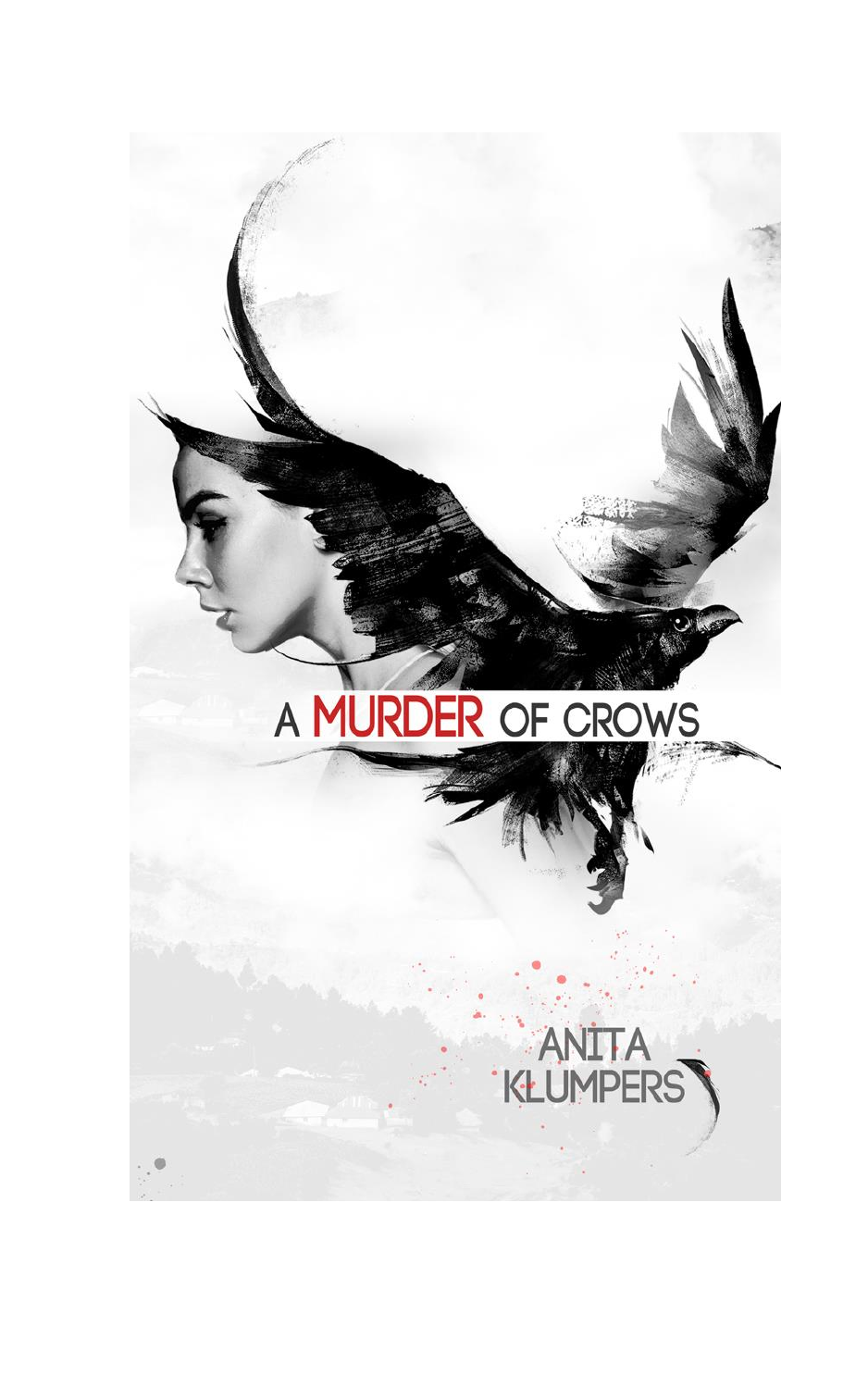# A MURDER OF CROWS

ANITA KLUMPERS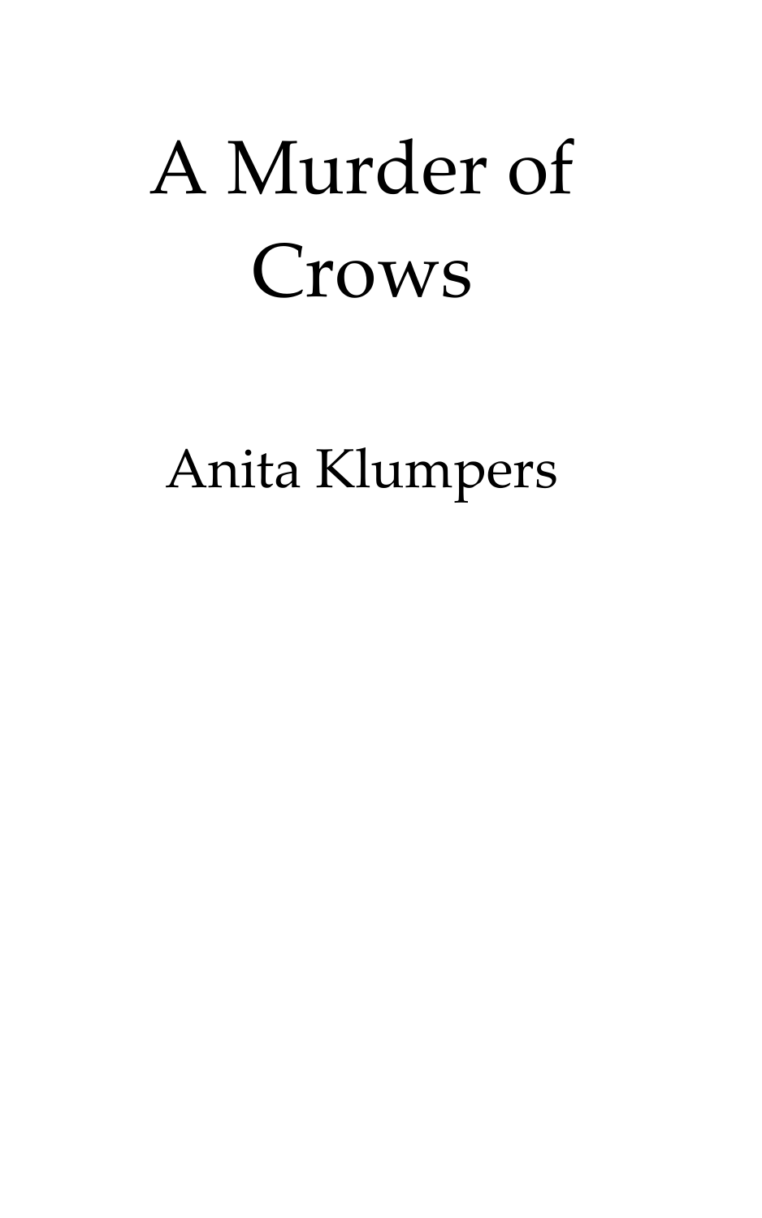# A Murder of Crows

Anita Klumpers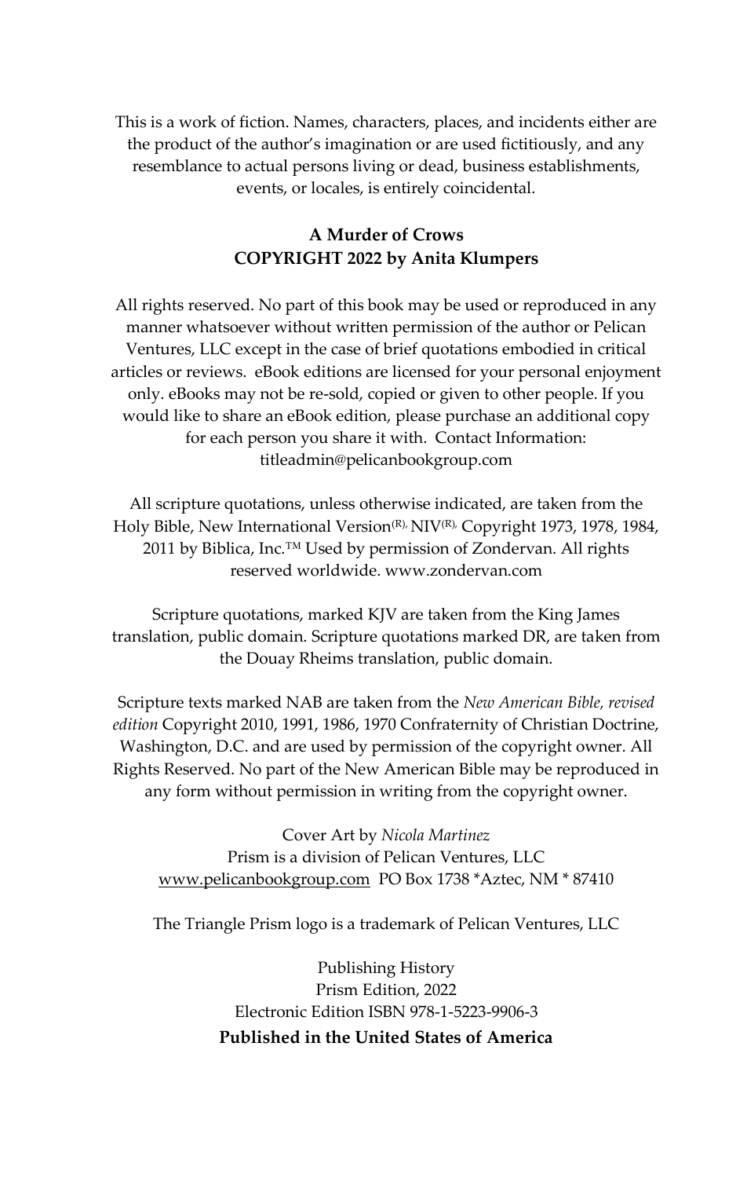This is a work of fiction. Names, characters, places, and incidents either are the product of the author's imagination or are used fictitiously, and any resemblance to actual persons living or dead, business establishments, events, or locales, is entirely coincidental.

**A Murder of Crows**
**COPYRIGHT 2022 by Anita Klumpers**

All rights reserved. No part of this book may be used or reproduced in any manner whatsoever without written permission of the author or Pelican Ventures, LLC except in the case of brief quotations embodied in critical articles or reviews. eBook editions are licensed for your personal enjoyment only. eBooks may not be re-sold, copied or given to other people. If you would like to share an eBook edition, please purchase an additional copy for each person you share it with. Contact Information: titleadmin@pelicanbookgroup.com

All scripture quotations, unless otherwise indicated, are taken from the Holy Bible, New International Version(R), NIV(R), Copyright 1973, 1978, 1984, 2011 by Biblica, Inc.™ Used by permission of Zondervan. All rights reserved worldwide. www.zondervan.com

Scripture quotations, marked KJV are taken from the King James translation, public domain. Scripture quotations marked DR, are taken from the Douay Rheims translation, public domain.

Scripture texts marked NAB are taken from the *New American Bible, revised edition* Copyright 2010, 1991, 1986, 1970 Confraternity of Christian Doctrine, Washington, D.C. and are used by permission of the copyright owner. All Rights Reserved. No part of the New American Bible may be reproduced in any form without permission in writing from the copyright owner.

Cover Art by *Nicola Martinez*
Prism is a division of Pelican Ventures, LLC
www.pelicanbookgroup.com PO Box 1738 *Aztec, NM * 87410

The Triangle Prism logo is a trademark of Pelican Ventures, LLC

Publishing History
Prism Edition, 2022
Electronic Edition ISBN 978-1-5223-9906-3
**Published in the United States of America**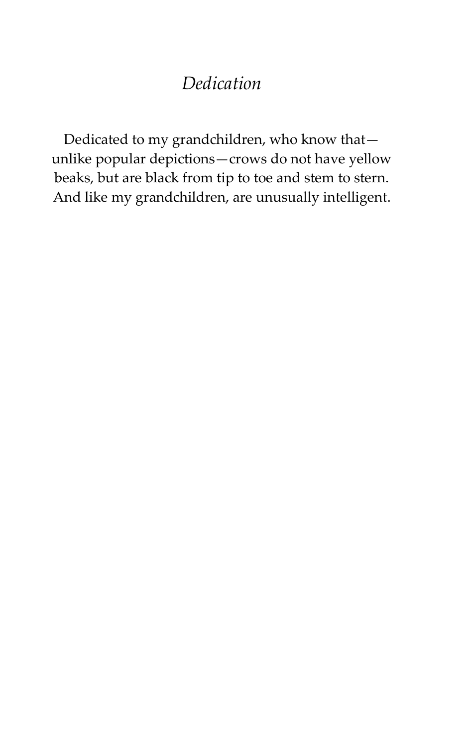# *Dedication*

Dedicated to my grandchildren, who know that—unlike popular depictions—crows do not have yellow beaks, but are black from tip to toe and stem to stern. And like my grandchildren, are unusually intelligent.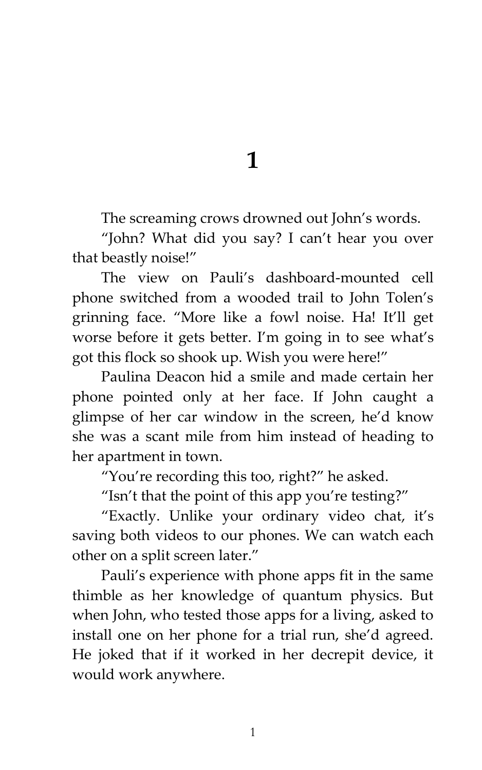# 1

The screaming crows drowned out John's words.

"John? What did you say? I can't hear you over that beastly noise!"

The view on Pauli's dashboard-mounted cell phone switched from a wooded trail to John Tolen's grinning face. "More like a fowl noise. Ha! It'll get worse before it gets better. I'm going in to see what's got this flock so shook up. Wish you were here!"

Paulina Deacon hid a smile and made certain her phone pointed only at her face. If John caught a glimpse of her car window in the screen, he'd know she was a scant mile from him instead of heading to her apartment in town.

"You're recording this too, right?" he asked.

"Isn't that the point of this app you're testing?"

"Exactly. Unlike your ordinary video chat, it's saving both videos to our phones. We can watch each other on a split screen later."

Pauli's experience with phone apps fit in the same thimble as her knowledge of quantum physics. But when John, who tested those apps for a living, asked to install one on her phone for a trial run, she'd agreed. He joked that if it worked in her decrepit device, it would work anywhere.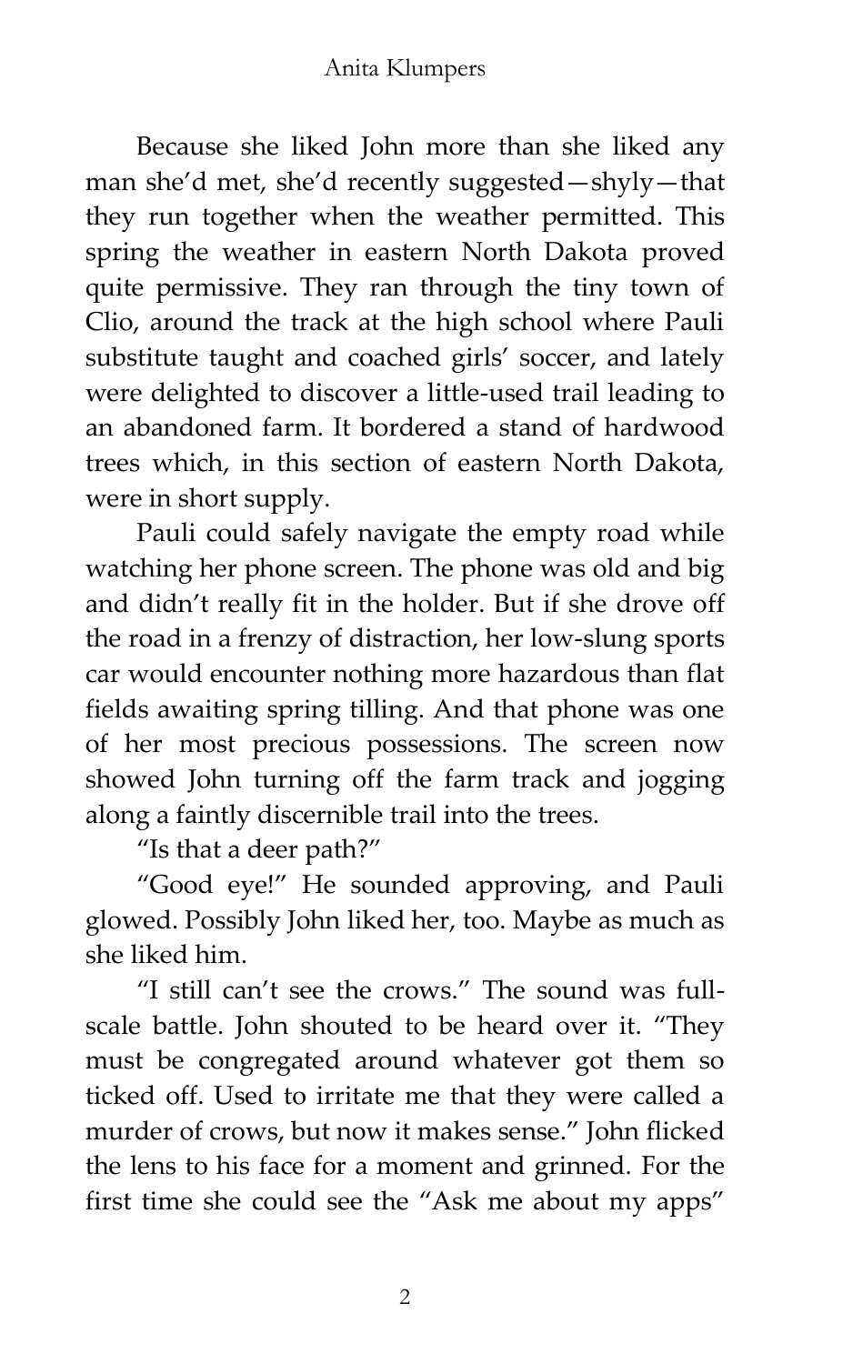Because she liked John more than she liked any man she'd met, she'd recently suggested—shyly—that they run together when the weather permitted. This spring the weather in eastern North Dakota proved quite permissive. They ran through the tiny town of Clio, around the track at the high school where Pauli substitute taught and coached girls' soccer, and lately were delighted to discover a little-used trail leading to an abandoned farm. It bordered a stand of hardwood trees which, in this section of eastern North Dakota, were in short supply.

Pauli could safely navigate the empty road while watching her phone screen. The phone was old and big and didn't really fit in the holder. But if she drove off the road in a frenzy of distraction, her low-slung sports car would encounter nothing more hazardous than flat fields awaiting spring tilling. And that phone was one of her most precious possessions. The screen now showed John turning off the farm track and jogging along a faintly discernible trail into the trees.

"Is that a deer path?"

"Good eye!" He sounded approving, and Pauli glowed. Possibly John liked her, too. Maybe as much as she liked him.

"I still can't see the crows." The sound was full-scale battle. John shouted to be heard over it. "They must be congregated around whatever got them so ticked off. Used to irritate me that they were called a murder of crows, but now it makes sense." John flicked the lens to his face for a moment and grinned. For the first time she could see the "Ask me about my apps"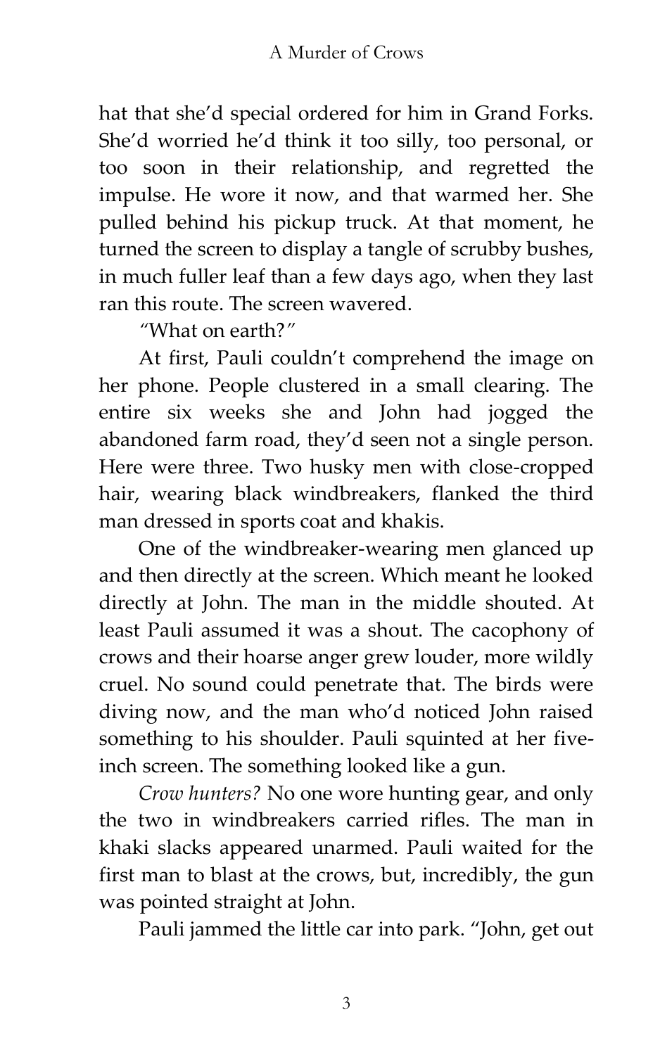hat that she'd special ordered for him in Grand Forks. She'd worried he'd think it too silly, too personal, or too soon in their relationship, and regretted the impulse. He wore it now, and that warmed her. She pulled behind his pickup truck. At that moment, he turned the screen to display a tangle of scrubby bushes, in much fuller leaf than a few days ago, when they last ran this route. The screen wavered.

"What on earth?"

At first, Pauli couldn't comprehend the image on her phone. People clustered in a small clearing. The entire six weeks she and John had jogged the abandoned farm road, they'd seen not a single person. Here were three. Two husky men with close-cropped hair, wearing black windbreakers, flanked the third man dressed in sports coat and khakis.

One of the windbreaker-wearing men glanced up and then directly at the screen. Which meant he looked directly at John. The man in the middle shouted. At least Pauli assumed it was a shout. The cacophony of crows and their hoarse anger grew louder, more wildly cruel. No sound could penetrate that. The birds were diving now, and the man who'd noticed John raised something to his shoulder. Pauli squinted at her five-inch screen. The something looked like a gun.

*Crow hunters?* No one wore hunting gear, and only the two in windbreakers carried rifles. The man in khaki slacks appeared unarmed. Pauli waited for the first man to blast at the crows, but, incredibly, the gun was pointed straight at John.

Pauli jammed the little car into park. "John, get out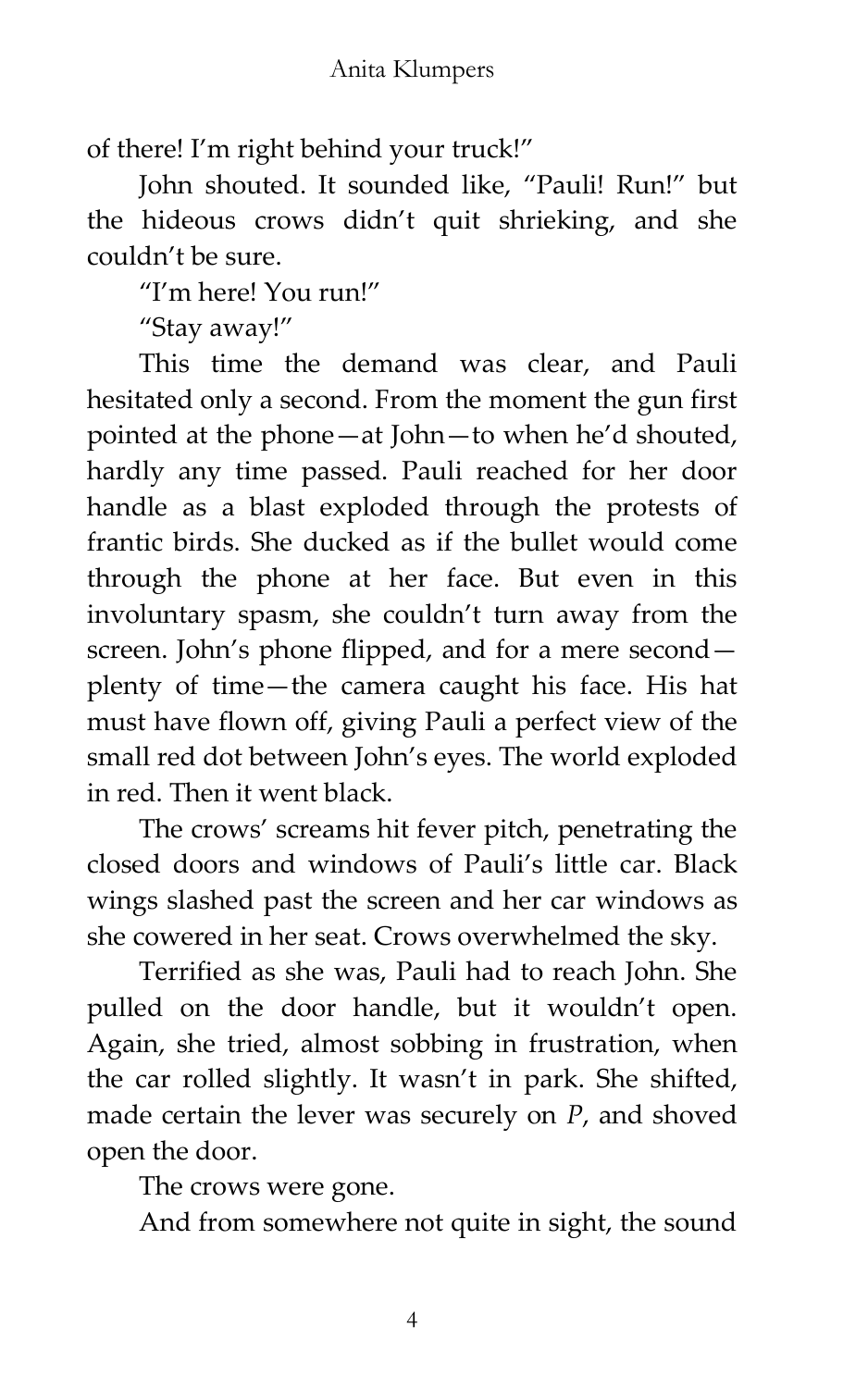of there! I'm right behind your truck!"

John shouted. It sounded like, "Pauli! Run!" but the hideous crows didn't quit shrieking, and she couldn't be sure.

"I'm here! You run!"

"Stay away!"

This time the demand was clear, and Pauli hesitated only a second. From the moment the gun first pointed at the phone—at John—to when he'd shouted, hardly any time passed. Pauli reached for her door handle as a blast exploded through the protests of frantic birds. She ducked as if the bullet would come through the phone at her face. But even in this involuntary spasm, she couldn't turn away from the screen. John's phone flipped, and for a mere second—plenty of time—the camera caught his face. His hat must have flown off, giving Pauli a perfect view of the small red dot between John's eyes. The world exploded in red. Then it went black.

The crows' screams hit fever pitch, penetrating the closed doors and windows of Pauli's little car. Black wings slashed past the screen and her car windows as she cowered in her seat. Crows overwhelmed the sky.

Terrified as she was, Pauli had to reach John. She pulled on the door handle, but it wouldn't open. Again, she tried, almost sobbing in frustration, when the car rolled slightly. It wasn't in park. She shifted, made certain the lever was securely on *P*, and shoved open the door.

The crows were gone.

And from somewhere not quite in sight, the sound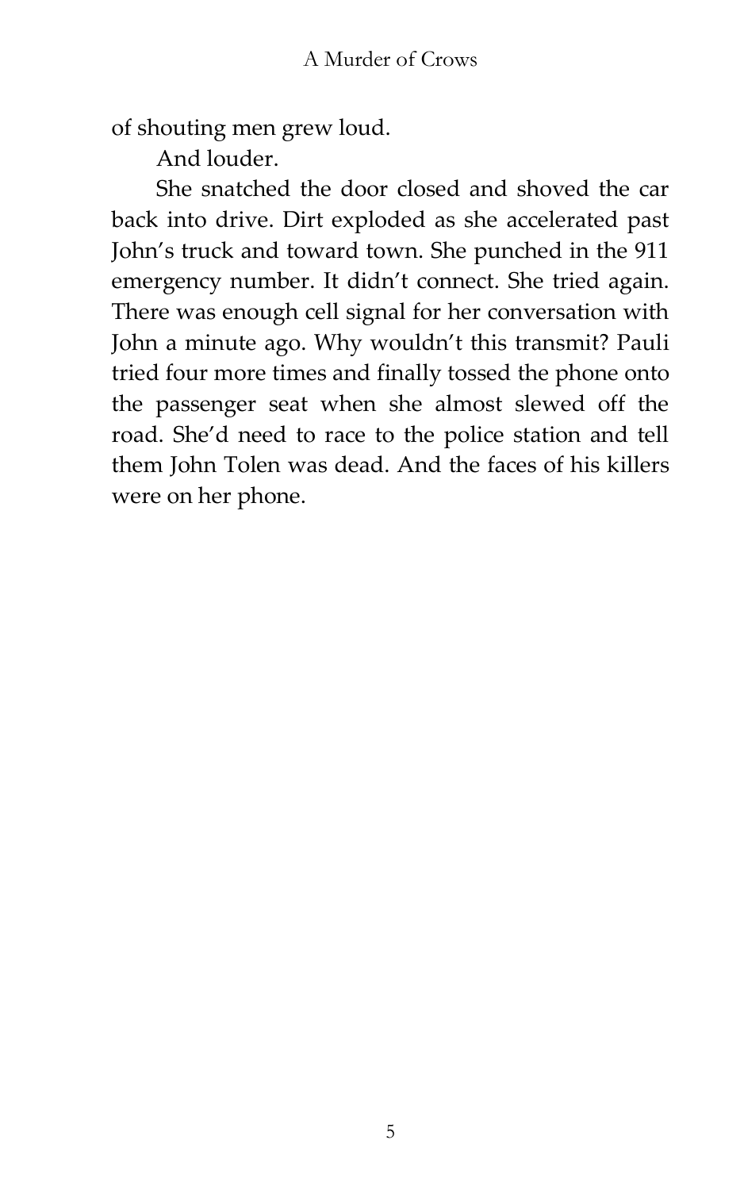of shouting men grew loud.

And louder.

She snatched the door closed and shoved the car back into drive. Dirt exploded as she accelerated past John's truck and toward town. She punched in the 911 emergency number. It didn't connect. She tried again. There was enough cell signal for her conversation with John a minute ago. Why wouldn't this transmit? Pauli tried four more times and finally tossed the phone onto the passenger seat when she almost slewed off the road. She'd need to race to the police station and tell them John Tolen was dead. And the faces of his killers were on her phone.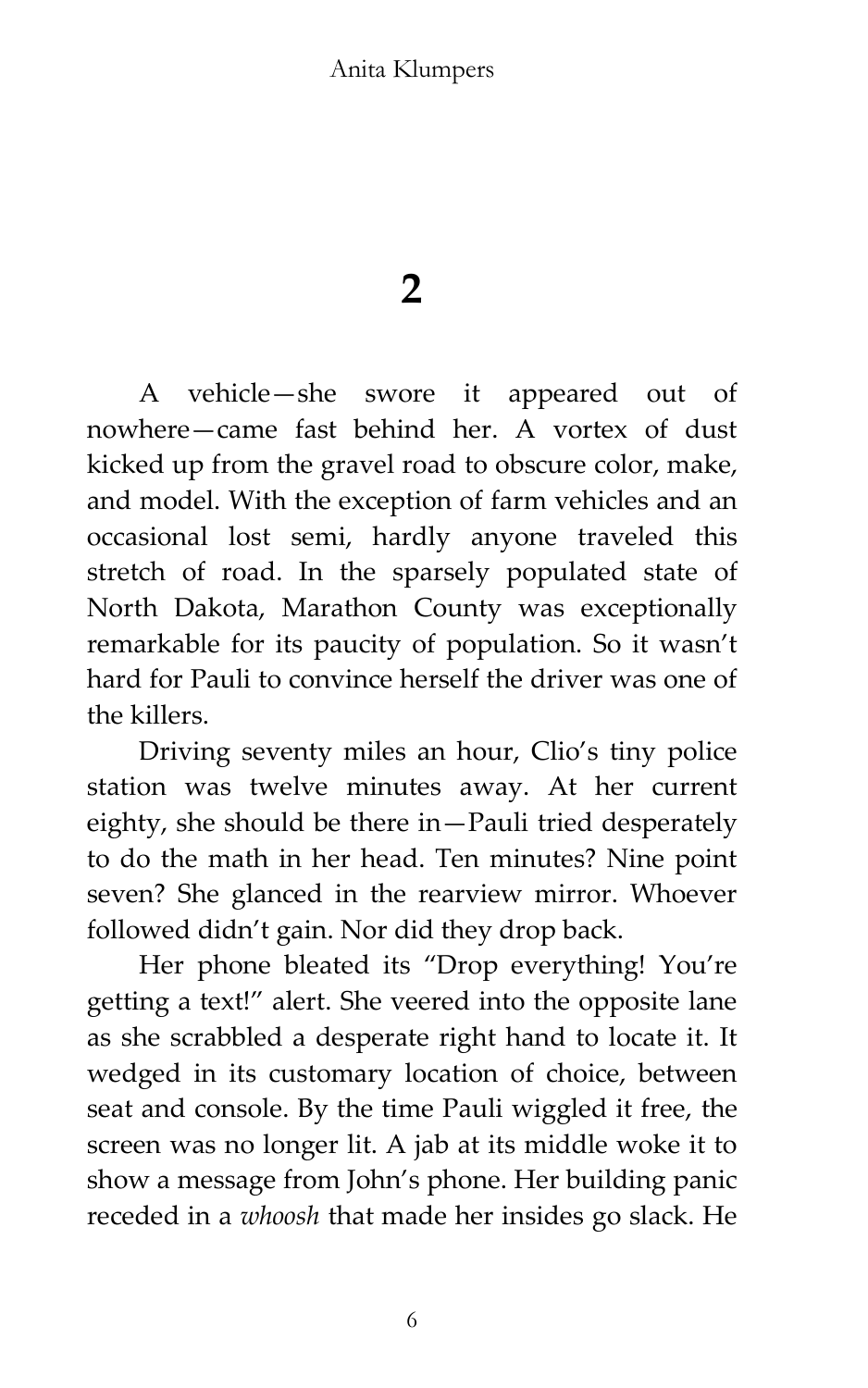# 2

A vehicle—she swore it appeared out of nowhere—came fast behind her. A vortex of dust kicked up from the gravel road to obscure color, make, and model. With the exception of farm vehicles and an occasional lost semi, hardly anyone traveled this stretch of road. In the sparsely populated state of North Dakota, Marathon County was exceptionally remarkable for its paucity of population. So it wasn't hard for Pauli to convince herself the driver was one of the killers.

Driving seventy miles an hour, Clio's tiny police station was twelve minutes away. At her current eighty, she should be there in—Pauli tried desperately to do the math in her head. Ten minutes? Nine point seven? She glanced in the rearview mirror. Whoever followed didn't gain. Nor did they drop back.

Her phone bleated its "Drop everything! You're getting a text!" alert. She veered into the opposite lane as she scrabbled a desperate right hand to locate it. It wedged in its customary location of choice, between seat and console. By the time Pauli wiggled it free, the screen was no longer lit. A jab at its middle woke it to show a message from John's phone. Her building panic receded in a *whoosh* that made her insides go slack. He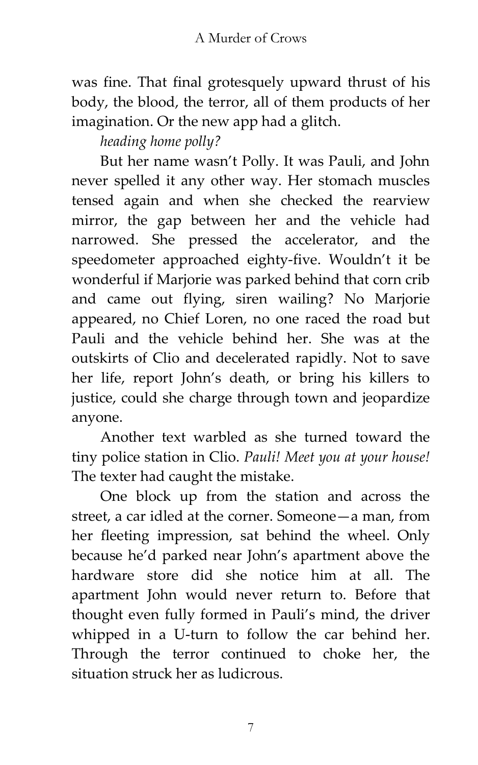was fine. That final grotesquely upward thrust of his body, the blood, the terror, all of them products of her imagination. Or the new app had a glitch.

*heading home polly?*

But her name wasn't Polly. It was Pauli, and John never spelled it any other way. Her stomach muscles tensed again and when she checked the rearview mirror, the gap between her and the vehicle had narrowed. She pressed the accelerator, and the speedometer approached eighty-five. Wouldn't it be wonderful if Marjorie was parked behind that corn crib and came out flying, siren wailing? No Marjorie appeared, no Chief Loren, no one raced the road but Pauli and the vehicle behind her. She was at the outskirts of Clio and decelerated rapidly. Not to save her life, report John's death, or bring his killers to justice, could she charge through town and jeopardize anyone.

Another text warbled as she turned toward the tiny police station in Clio. *Pauli! Meet you at your house!* The texter had caught the mistake.

One block up from the station and across the street, a car idled at the corner. Someone—a man, from her fleeting impression, sat behind the wheel. Only because he'd parked near John's apartment above the hardware store did she notice him at all. The apartment John would never return to. Before that thought even fully formed in Pauli's mind, the driver whipped in a U-turn to follow the car behind her. Through the terror continued to choke her, the situation struck her as ludicrous.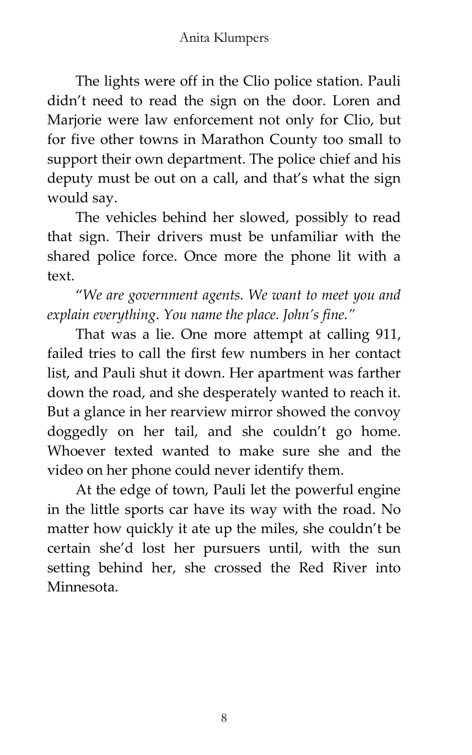The lights were off in the Clio police station. Pauli didn't need to read the sign on the door. Loren and Marjorie were law enforcement not only for Clio, but for five other towns in Marathon County too small to support their own department. The police chief and his deputy must be out on a call, and that's what the sign would say.

The vehicles behind her slowed, possibly to read that sign. Their drivers must be unfamiliar with the shared police force. Once more the phone lit with a text.

"*We are government agents. We want to meet you and explain everything. You name the place. John's fine.*"

That was a lie. One more attempt at calling 911, failed tries to call the first few numbers in her contact list, and Pauli shut it down. Her apartment was farther down the road, and she desperately wanted to reach it. But a glance in her rearview mirror showed the convoy doggedly on her tail, and she couldn't go home. Whoever texted wanted to make sure she and the video on her phone could never identify them.

At the edge of town, Pauli let the powerful engine in the little sports car have its way with the road. No matter how quickly it ate up the miles, she couldn't be certain she'd lost her pursuers until, with the sun setting behind her, she crossed the Red River into Minnesota.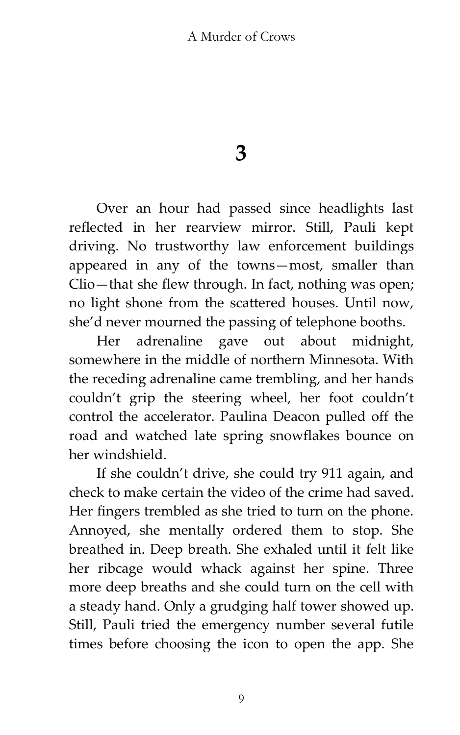# 3

Over an hour had passed since headlights last reflected in her rearview mirror. Still, Pauli kept driving. No trustworthy law enforcement buildings appeared in any of the towns—most, smaller than Clio—that she flew through. In fact, nothing was open; no light shone from the scattered houses. Until now, she'd never mourned the passing of telephone booths.

Her adrenaline gave out about midnight, somewhere in the middle of northern Minnesota. With the receding adrenaline came trembling, and her hands couldn't grip the steering wheel, her foot couldn't control the accelerator. Paulina Deacon pulled off the road and watched late spring snowflakes bounce on her windshield.

If she couldn't drive, she could try 911 again, and check to make certain the video of the crime had saved. Her fingers trembled as she tried to turn on the phone. Annoyed, she mentally ordered them to stop. She breathed in. Deep breath. She exhaled until it felt like her ribcage would whack against her spine. Three more deep breaths and she could turn on the cell with a steady hand. Only a grudging half tower showed up. Still, Pauli tried the emergency number several futile times before choosing the icon to open the app. She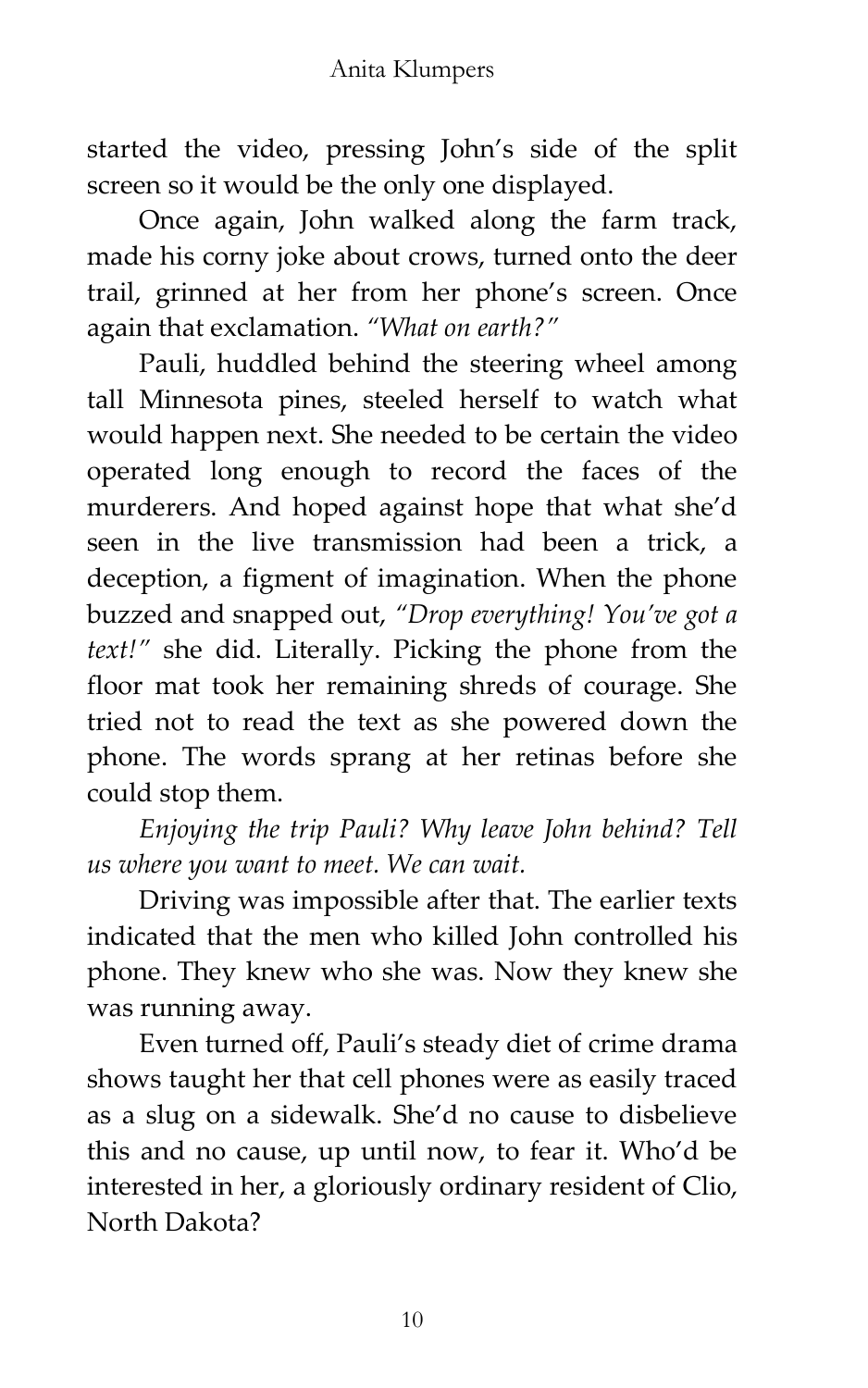started the video, pressing John's side of the split screen so it would be the only one displayed.

Once again, John walked along the farm track, made his corny joke about crows, turned onto the deer trail, grinned at her from her phone's screen. Once again that exclamation. *"What on earth?"*

Pauli, huddled behind the steering wheel among tall Minnesota pines, steeled herself to watch what would happen next. She needed to be certain the video operated long enough to record the faces of the murderers. And hoped against hope that what she'd seen in the live transmission had been a trick, a deception, a figment of imagination. When the phone buzzed and snapped out, *"Drop everything! You've got a text!"* she did. Literally. Picking the phone from the floor mat took her remaining shreds of courage. She tried not to read the text as she powered down the phone. The words sprang at her retinas before she could stop them.

*Enjoying the trip Pauli? Why leave John behind? Tell us where you want to meet. We can wait.*

Driving was impossible after that. The earlier texts indicated that the men who killed John controlled his phone. They knew who she was. Now they knew she was running away.

Even turned off, Pauli's steady diet of crime drama shows taught her that cell phones were as easily traced as a slug on a sidewalk. She'd no cause to disbelieve this and no cause, up until now, to fear it. Who'd be interested in her, a gloriously ordinary resident of Clio, North Dakota?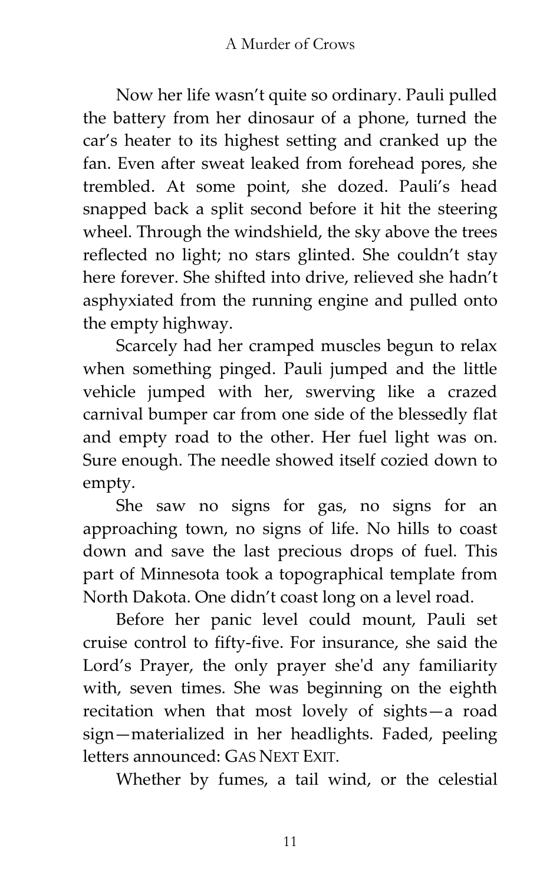Now her life wasn't quite so ordinary. Pauli pulled the battery from her dinosaur of a phone, turned the car's heater to its highest setting and cranked up the fan. Even after sweat leaked from forehead pores, she trembled. At some point, she dozed. Pauli's head snapped back a split second before it hit the steering wheel. Through the windshield, the sky above the trees reflected no light; no stars glinted. She couldn't stay here forever. She shifted into drive, relieved she hadn't asphyxiated from the running engine and pulled onto the empty highway.

Scarcely had her cramped muscles begun to relax when something pinged. Pauli jumped and the little vehicle jumped with her, swerving like a crazed carnival bumper car from one side of the blessedly flat and empty road to the other. Her fuel light was on. Sure enough. The needle showed itself cozied down to empty.

She saw no signs for gas, no signs for an approaching town, no signs of life. No hills to coast down and save the last precious drops of fuel. This part of Minnesota took a topographical template from North Dakota. One didn't coast long on a level road.

Before her panic level could mount, Pauli set cruise control to fifty-five. For insurance, she said the Lord's Prayer, the only prayer she'd any familiarity with, seven times. She was beginning on the eighth recitation when that most lovely of sights—a road sign—materialized in her headlights. Faded, peeling letters announced: GAS NEXT EXIT.

Whether by fumes, a tail wind, or the celestial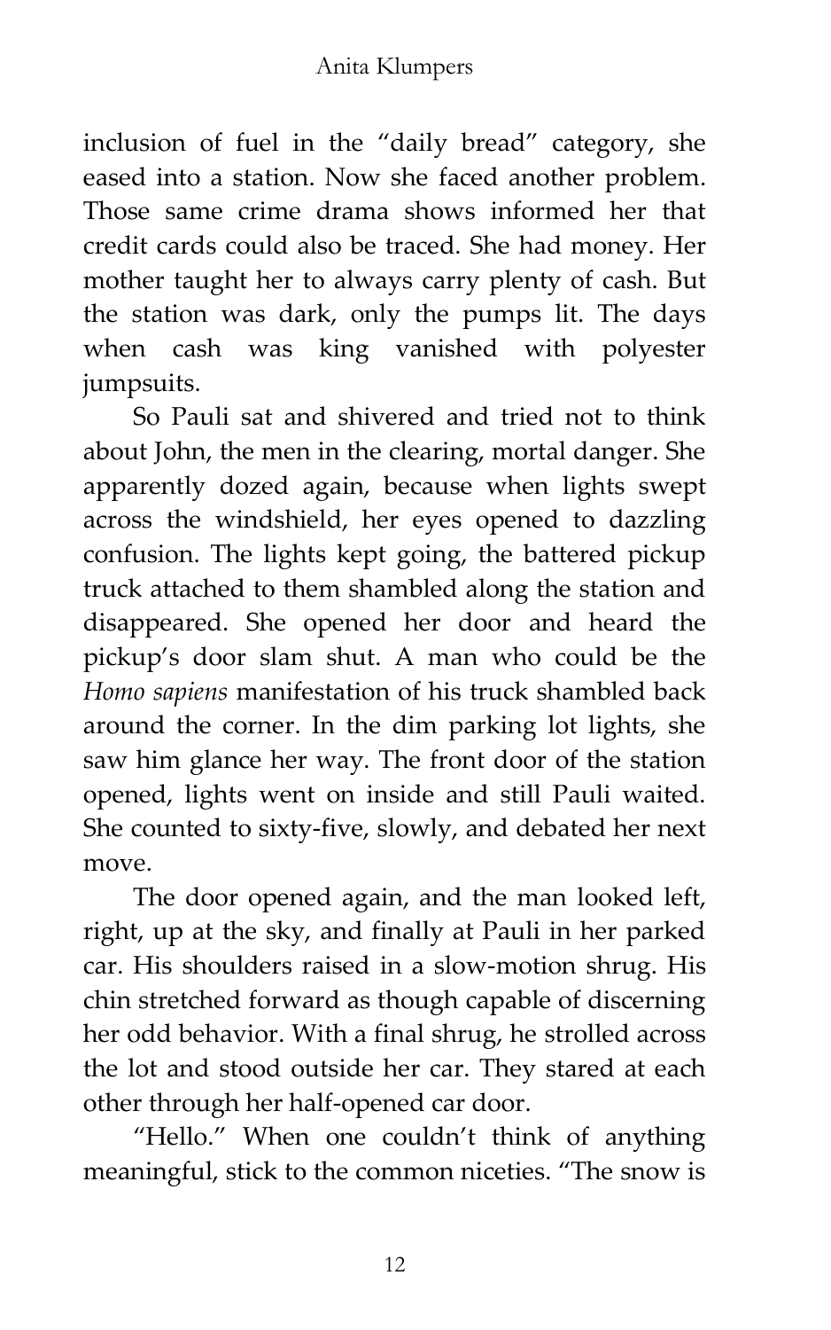inclusion of fuel in the "daily bread" category, she eased into a station. Now she faced another problem. Those same crime drama shows informed her that credit cards could also be traced. She had money. Her mother taught her to always carry plenty of cash. But the station was dark, only the pumps lit. The days when cash was king vanished with polyester jumpsuits.

So Pauli sat and shivered and tried not to think about John, the men in the clearing, mortal danger. She apparently dozed again, because when lights swept across the windshield, her eyes opened to dazzling confusion. The lights kept going, the battered pickup truck attached to them shambled along the station and disappeared. She opened her door and heard the pickup's door slam shut. A man who could be the *Homo sapiens* manifestation of his truck shambled back around the corner. In the dim parking lot lights, she saw him glance her way. The front door of the station opened, lights went on inside and still Pauli waited. She counted to sixty-five, slowly, and debated her next move.

The door opened again, and the man looked left, right, up at the sky, and finally at Pauli in her parked car. His shoulders raised in a slow-motion shrug. His chin stretched forward as though capable of discerning her odd behavior. With a final shrug, he strolled across the lot and stood outside her car. They stared at each other through her half-opened car door.

"Hello." When one couldn't think of anything meaningful, stick to the common niceties. "The snow is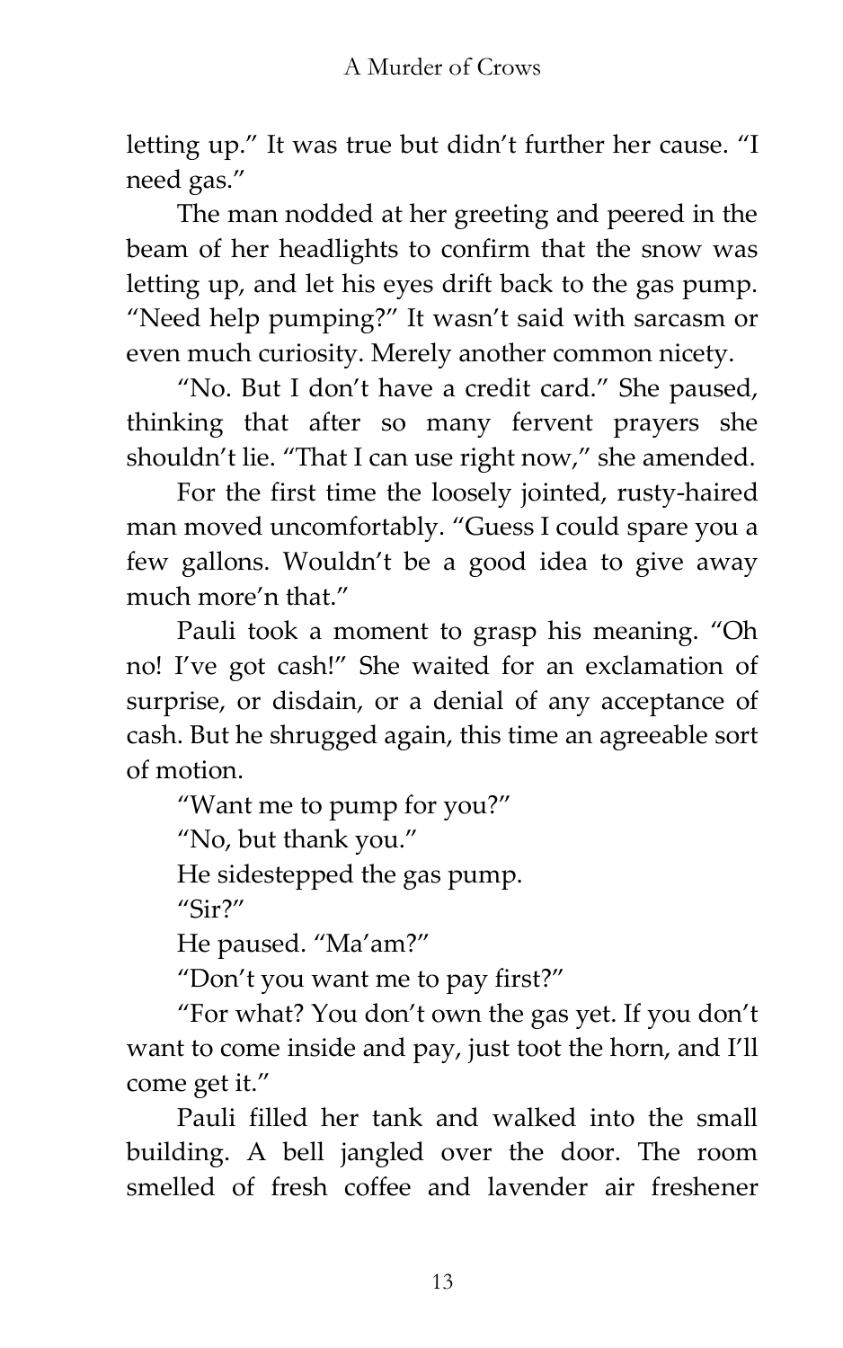letting up." It was true but didn't further her cause. "I need gas."

The man nodded at her greeting and peered in the beam of her headlights to confirm that the snow was letting up, and let his eyes drift back to the gas pump. "Need help pumping?" It wasn't said with sarcasm or even much curiosity. Merely another common nicety.

"No. But I don't have a credit card." She paused, thinking that after so many fervent prayers she shouldn't lie. "That I can use right now," she amended.

For the first time the loosely jointed, rusty-haired man moved uncomfortably. "Guess I could spare you a few gallons. Wouldn't be a good idea to give away much more'n that."

Pauli took a moment to grasp his meaning. "Oh no! I've got cash!" She waited for an exclamation of surprise, or disdain, or a denial of any acceptance of cash. But he shrugged again, this time an agreeable sort of motion.

"Want me to pump for you?"

"No, but thank you."

He sidestepped the gas pump.

"Sir?"

He paused. "Ma'am?"

"Don't you want me to pay first?"

"For what? You don't own the gas yet. If you don't want to come inside and pay, just toot the horn, and I'll come get it."

Pauli filled her tank and walked into the small building. A bell jangled over the door. The room smelled of fresh coffee and lavender air freshener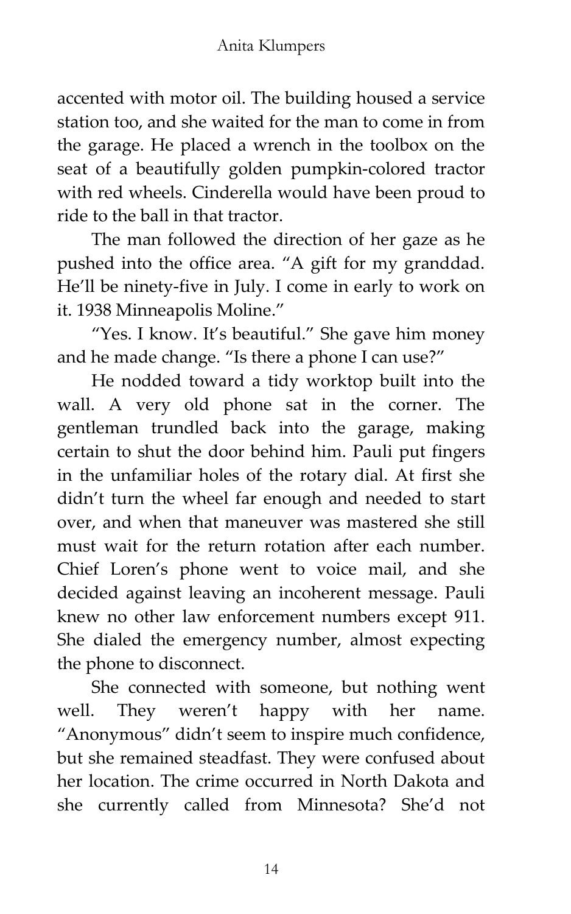accented with motor oil. The building housed a service station too, and she waited for the man to come in from the garage. He placed a wrench in the toolbox on the seat of a beautifully golden pumpkin-colored tractor with red wheels. Cinderella would have been proud to ride to the ball in that tractor.

The man followed the direction of her gaze as he pushed into the office area. "A gift for my granddad. He'll be ninety-five in July. I come in early to work on it. 1938 Minneapolis Moline."

"Yes. I know. It's beautiful." She gave him money and he made change. "Is there a phone I can use?"

He nodded toward a tidy worktop built into the wall. A very old phone sat in the corner. The gentleman trundled back into the garage, making certain to shut the door behind him. Pauli put fingers in the unfamiliar holes of the rotary dial. At first she didn't turn the wheel far enough and needed to start over, and when that maneuver was mastered she still must wait for the return rotation after each number. Chief Loren's phone went to voice mail, and she decided against leaving an incoherent message. Pauli knew no other law enforcement numbers except 911. She dialed the emergency number, almost expecting the phone to disconnect.

She connected with someone, but nothing went well. They weren't happy with her name. "Anonymous" didn't seem to inspire much confidence, but she remained steadfast. They were confused about her location. The crime occurred in North Dakota and she currently called from Minnesota? She'd not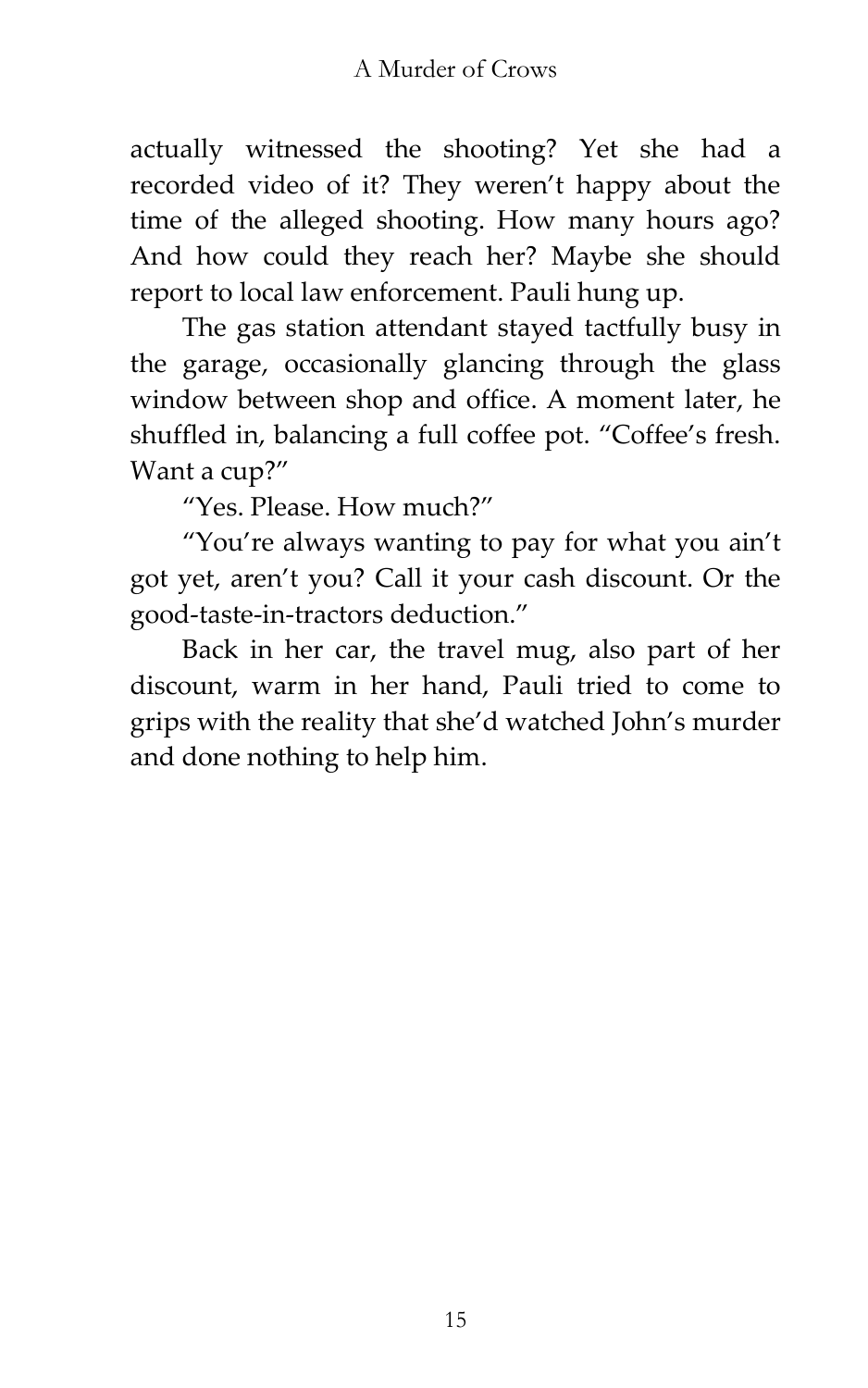actually witnessed the shooting? Yet she had a recorded video of it? They weren't happy about the time of the alleged shooting. How many hours ago? And how could they reach her? Maybe she should report to local law enforcement. Pauli hung up.

The gas station attendant stayed tactfully busy in the garage, occasionally glancing through the glass window between shop and office. A moment later, he shuffled in, balancing a full coffee pot. "Coffee's fresh. Want a cup?"

"Yes. Please. How much?"

"You're always wanting to pay for what you ain't got yet, aren't you? Call it your cash discount. Or the good-taste-in-tractors deduction."

Back in her car, the travel mug, also part of her discount, warm in her hand, Pauli tried to come to grips with the reality that she'd watched John's murder and done nothing to help him.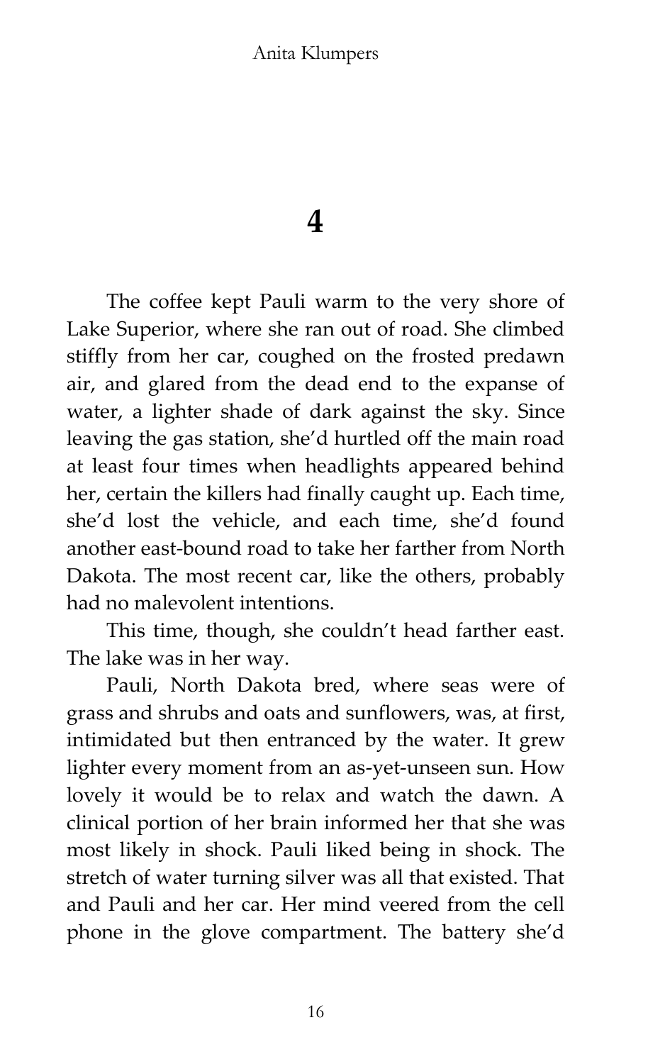# 4

The coffee kept Pauli warm to the very shore of Lake Superior, where she ran out of road. She climbed stiffly from her car, coughed on the frosted predawn air, and glared from the dead end to the expanse of water, a lighter shade of dark against the sky. Since leaving the gas station, she'd hurtled off the main road at least four times when headlights appeared behind her, certain the killers had finally caught up. Each time, she'd lost the vehicle, and each time, she'd found another east-bound road to take her farther from North Dakota. The most recent car, like the others, probably had no malevolent intentions.

This time, though, she couldn't head farther east. The lake was in her way.

Pauli, North Dakota bred, where seas were of grass and shrubs and oats and sunflowers, was, at first, intimidated but then entranced by the water. It grew lighter every moment from an as-yet-unseen sun. How lovely it would be to relax and watch the dawn. A clinical portion of her brain informed her that she was most likely in shock. Pauli liked being in shock. The stretch of water turning silver was all that existed. That and Pauli and her car. Her mind veered from the cell phone in the glove compartment. The battery she'd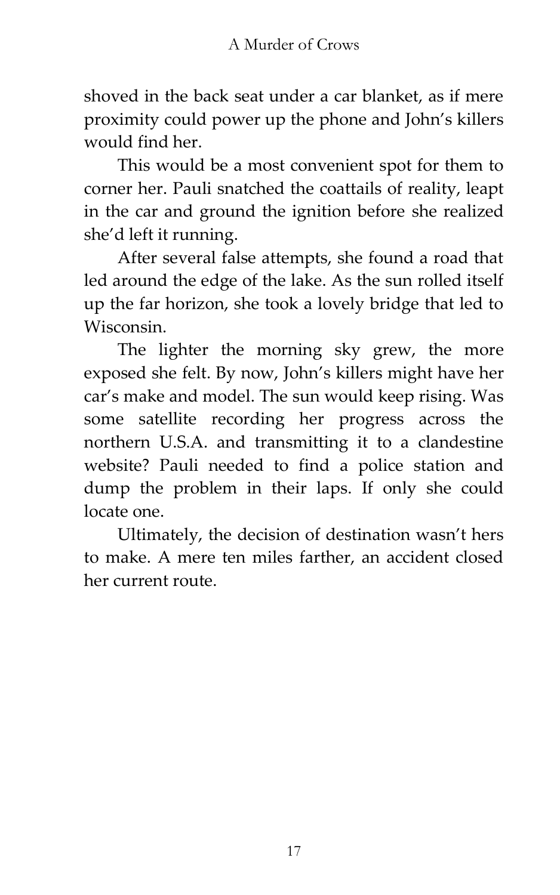shoved in the back seat under a car blanket, as if mere proximity could power up the phone and John's killers would find her.

This would be a most convenient spot for them to corner her. Pauli snatched the coattails of reality, leapt in the car and ground the ignition before she realized she'd left it running.

After several false attempts, she found a road that led around the edge of the lake. As the sun rolled itself up the far horizon, she took a lovely bridge that led to Wisconsin.

The lighter the morning sky grew, the more exposed she felt. By now, John's killers might have her car's make and model. The sun would keep rising. Was some satellite recording her progress across the northern U.S.A. and transmitting it to a clandestine website? Pauli needed to find a police station and dump the problem in their laps. If only she could locate one.

Ultimately, the decision of destination wasn't hers to make. A mere ten miles farther, an accident closed her current route.